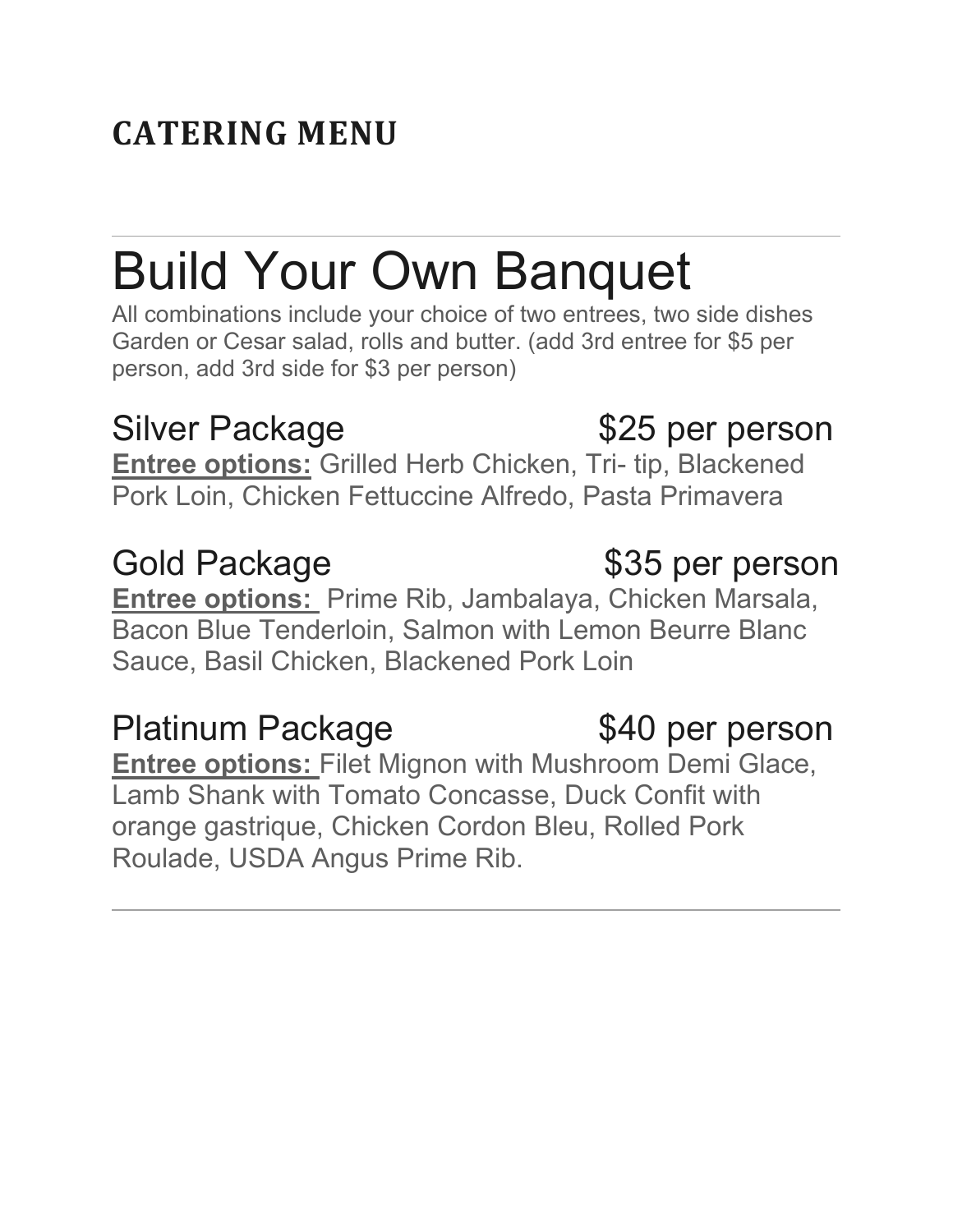# CATERING MENU

---

# Build Your Own Banquet

All combinations include your choice of two entrees, two side dishes Garden or Cesar salad, rolls and butter. (add 3rd entree for $5 per person, add 3rd side for $3 per person)

## Silver Package $25 per person

**Entree options:** Grilled Herb Chicken, Tri- tip, Blackened Pork Loin, Chicken Fettuccine Alfredo, Pasta Primavera

## Gold Package $35 per person

**Entree options:** Prime Rib, Jambalaya, Chicken Marsala, Bacon Blue Tenderloin, Salmon with Lemon Beurre Blanc Sauce, Basil Chicken, Blackened Pork Loin

## Platinum Package $40 per person

**Entree options:** Filet Mignon with Mushroom Demi Glace, Lamb Shank with Tomato Concasse, Duck Confit with orange gastrique, Chicken Cordon Bleu, Rolled Pork Roulade, USDA Angus Prime Rib.

---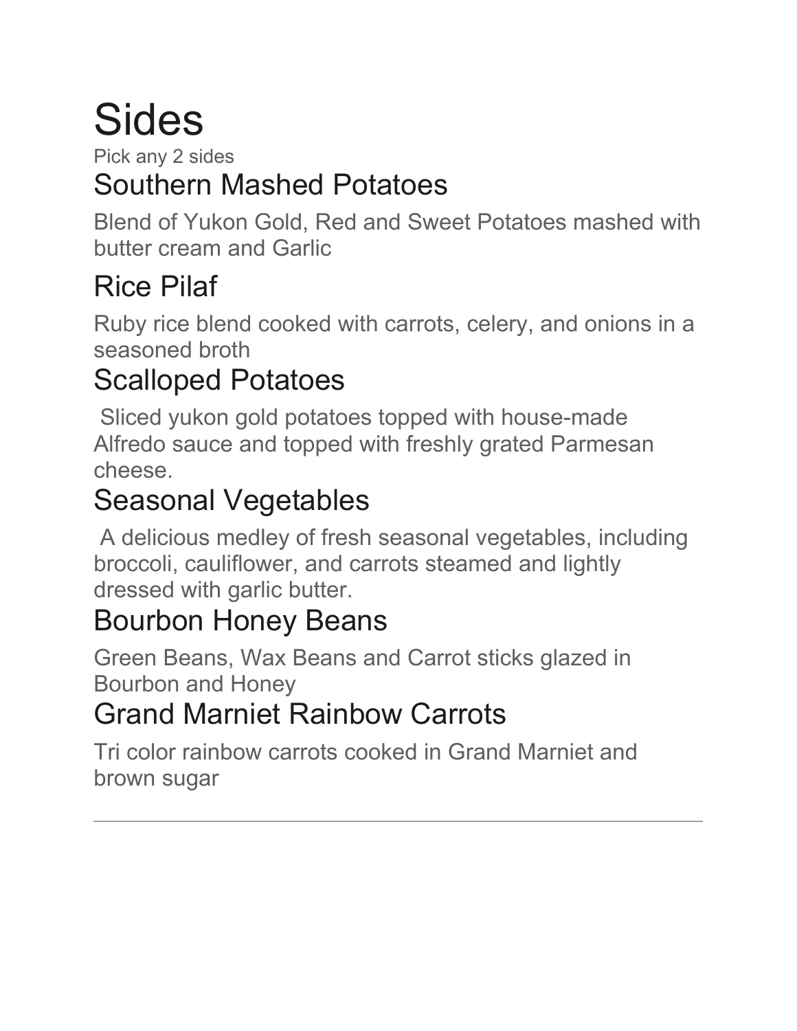# Sides

Pick any 2 sides

## Southern Mashed Potatoes

Blend of Yukon Gold, Red and Sweet Potatoes mashed with butter cream and Garlic

## Rice Pilaf

Ruby rice blend cooked with carrots, celery, and onions in a seasoned broth

## Scalloped Potatoes

Sliced yukon gold potatoes topped with house-made Alfredo sauce and topped with freshly grated Parmesan cheese.

## Seasonal Vegetables

A delicious medley of fresh seasonal vegetables, including broccoli, cauliflower, and carrots steamed and lightly dressed with garlic butter.

## Bourbon Honey Beans

Green Beans, Wax Beans and Carrot sticks glazed in Bourbon and Honey

## Grand Marniet Rainbow Carrots

Tri color rainbow carrots cooked in Grand Marniet and brown sugar

---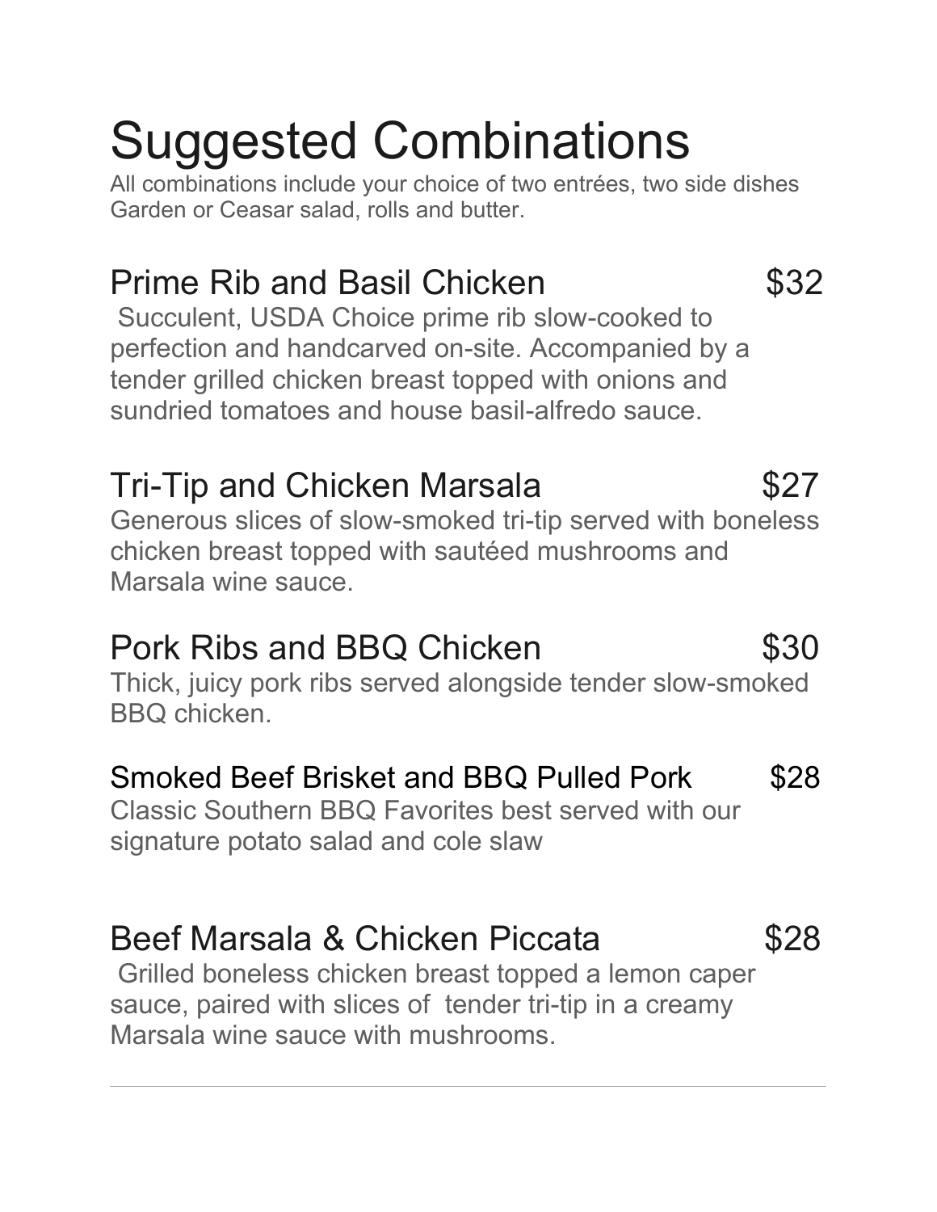# Suggested Combinations

All combinations include your choice of two entrées, two side dishes Garden or Ceasar salad, rolls and butter.

## Prime Rib and Basil Chicken — $32

Succulent, USDA Choice prime rib slow-cooked to perfection and handcarved on-site. Accompanied by a tender grilled chicken breast topped with onions and sundried tomatoes and house basil-alfredo sauce.

## Tri-Tip and Chicken Marsala — $27

Generous slices of slow-smoked tri-tip served with boneless chicken breast topped with sautéed mushrooms and Marsala wine sauce.

## Pork Ribs and BBQ Chicken — $30

Thick, juicy pork ribs served alongside tender slow-smoked BBQ chicken.

## Smoked Beef Brisket and BBQ Pulled Pork — $28

Classic Southern BBQ Favorites best served with our signature potato salad and cole slaw

## Beef Marsala & Chicken Piccata — $28

Grilled boneless chicken breast topped a lemon caper sauce, paired with slices of tender tri-tip in a creamy Marsala wine sauce with mushrooms.

---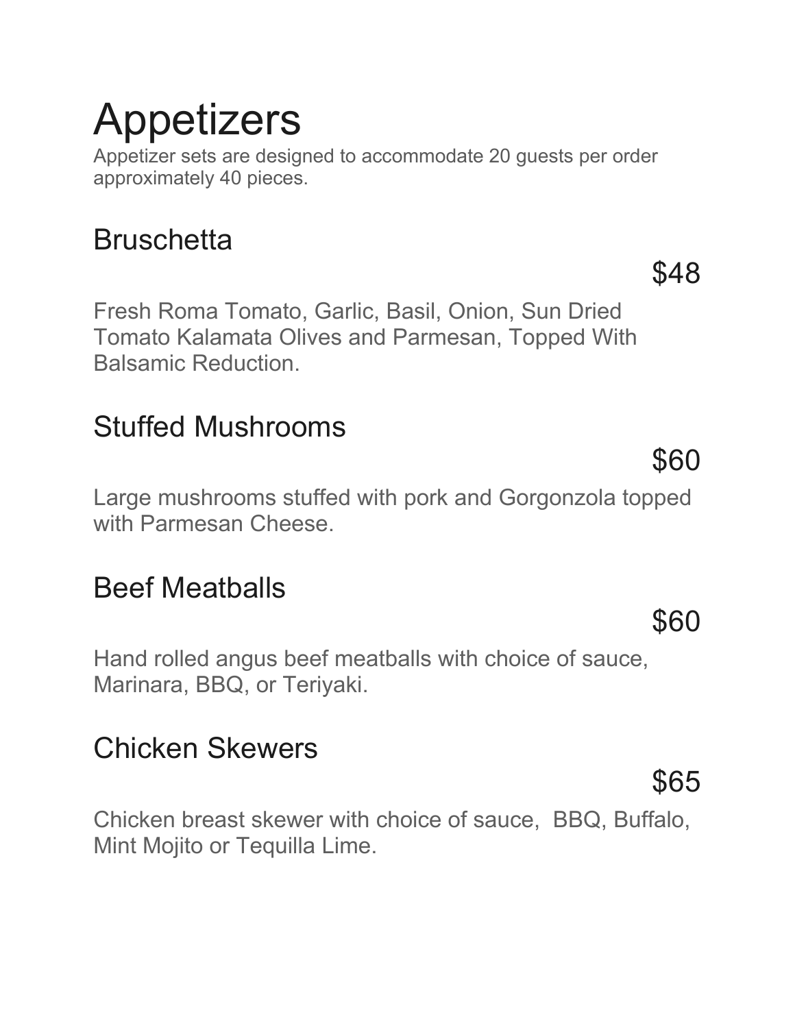# Appetizers

Appetizer sets are designed to accommodate 20 guests per order approximately 40 pieces.

## Bruschetta

$48

Fresh Roma Tomato, Garlic, Basil, Onion, Sun Dried Tomato Kalamata Olives and Parmesan, Topped With Balsamic Reduction.

## Stuffed Mushrooms

$60

Large mushrooms stuffed with pork and Gorgonzola topped with Parmesan Cheese.

## Beef Meatballs

$60

Hand rolled angus beef meatballs with choice of sauce, Marinara, BBQ, or Teriyaki.

## Chicken Skewers

$65

Chicken breast skewer with choice of sauce, BBQ, Buffalo, Mint Mojito or Tequilla Lime.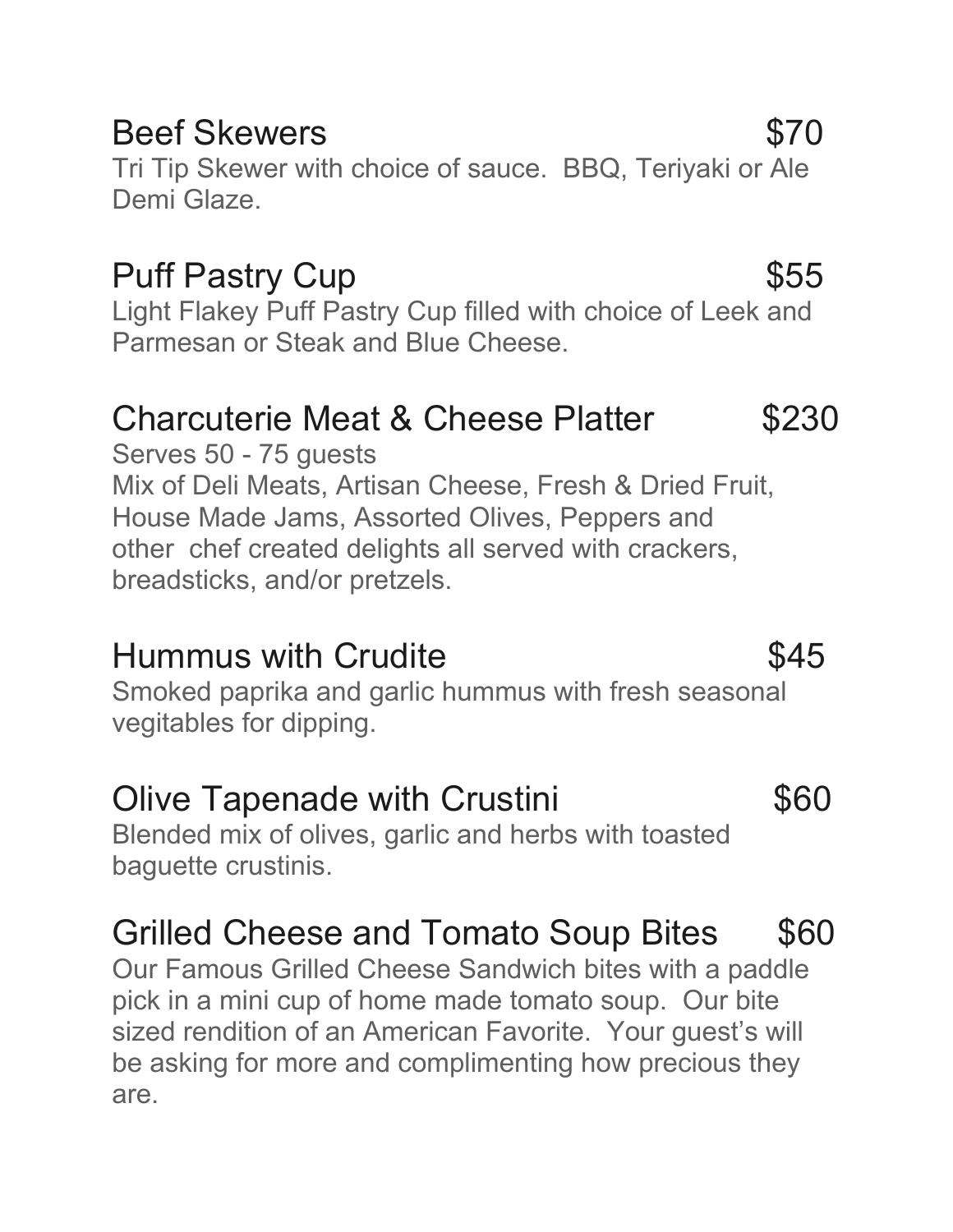## Beef Skewers $70

Tri Tip Skewer with choice of sauce. BBQ, Teriyaki or Ale Demi Glaze.

## Puff Pastry Cup $55

Light Flakey Puff Pastry Cup filled with choice of Leek and Parmesan or Steak and Blue Cheese.

## Charcuterie Meat & Cheese Platter $230

Serves 50 - 75 guests
Mix of Deli Meats, Artisan Cheese, Fresh & Dried Fruit, House Made Jams, Assorted Olives, Peppers and other chef created delights all served with crackers, breadsticks, and/or pretzels.

## Hummus with Crudite $45

Smoked paprika and garlic hummus with fresh seasonal vegitables for dipping.

## Olive Tapenade with Crustini $60

Blended mix of olives, garlic and herbs with toasted baguette crustinis.

## Grilled Cheese and Tomato Soup Bites $60

Our Famous Grilled Cheese Sandwich bites with a paddle pick in a mini cup of home made tomato soup. Our bite sized rendition of an American Favorite. Your guest's will be asking for more and complimenting how precious they are.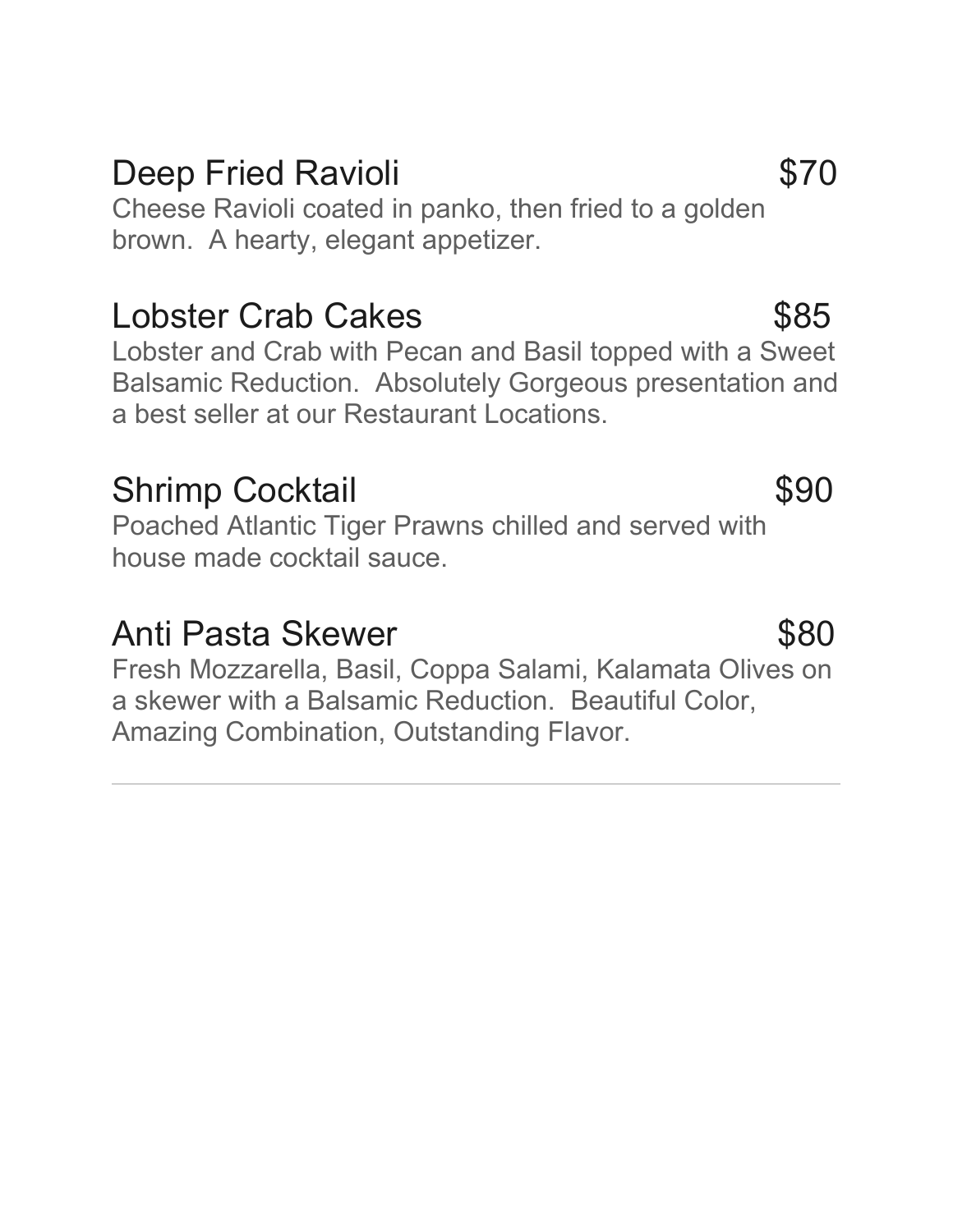## Deep Fried Ravioli $70

Cheese Ravioli coated in panko, then fried to a golden brown. A hearty, elegant appetizer.

## Lobster Crab Cakes $85

Lobster and Crab with Pecan and Basil topped with a Sweet Balsamic Reduction. Absolutely Gorgeous presentation and a best seller at our Restaurant Locations.

## Shrimp Cocktail $90

Poached Atlantic Tiger Prawns chilled and served with house made cocktail sauce.

## Anti Pasta Skewer $80

Fresh Mozzarella, Basil, Coppa Salami, Kalamata Olives on a skewer with a Balsamic Reduction. Beautiful Color, Amazing Combination, Outstanding Flavor.

---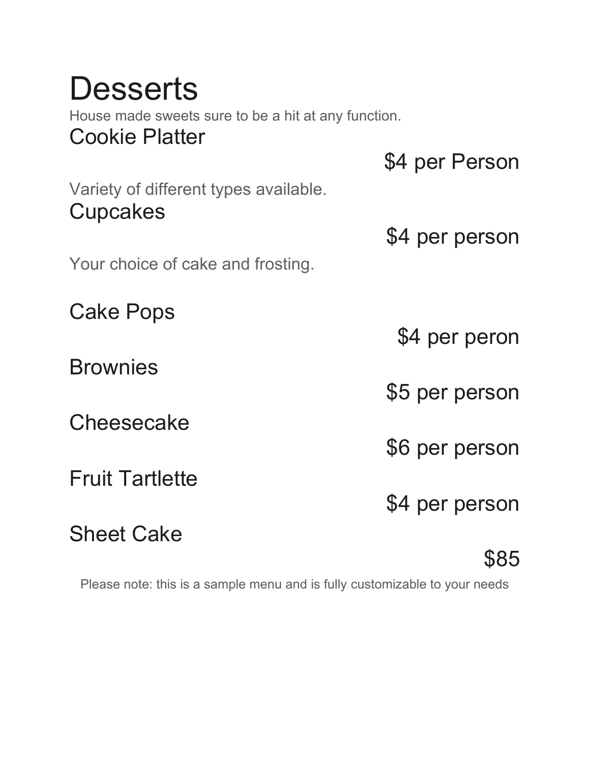# Desserts

House made sweets sure to be a hit at any function.

## Cookie Platter

$4 per Person

Variety of different types available.

## Cupcakes

$4 per person

Your choice of cake and frosting.

## Cake Pops

$4 per peron

## Brownies

$5 per person

## Cheesecake

$6 per person

## Fruit Tartlette

$4 per person

## Sheet Cake

$85

Please note: this is a sample menu and is fully customizable to your needs